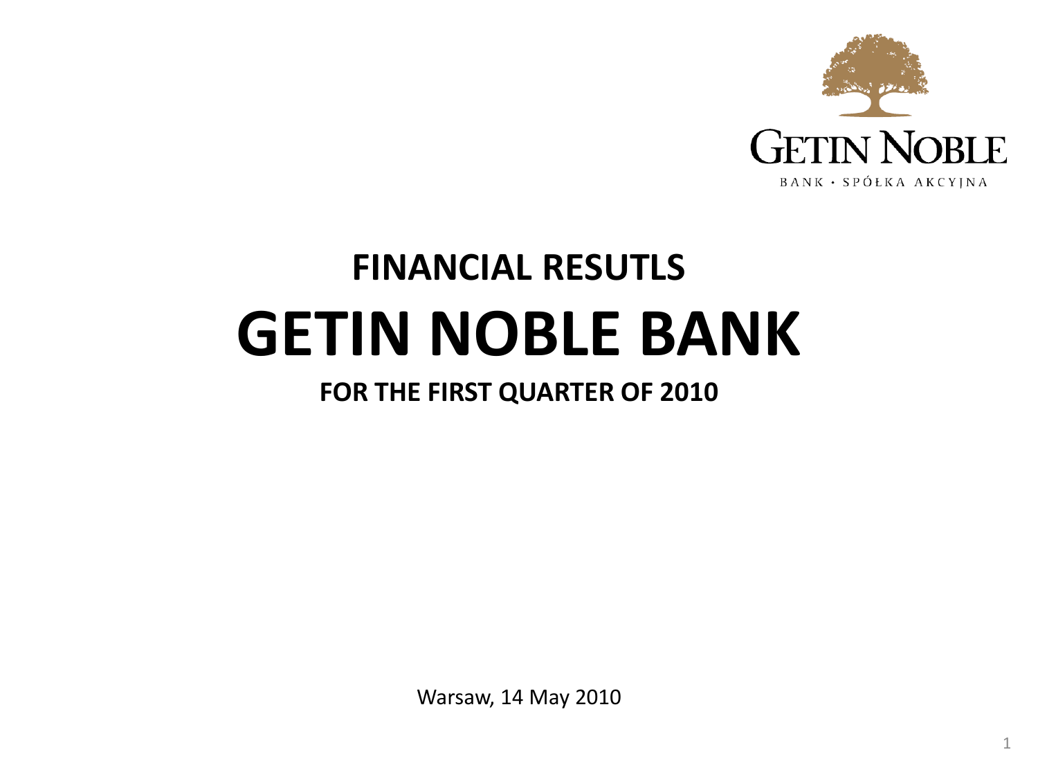GETIN NOBLE

BANK · SPÓŁKA AKCYJNA

## FINANCIAL RESUTLS

# GETIN NOBLE BANK

## FOR THE FIRST QUARTER OF 2010

Warsaw, 14 May 2010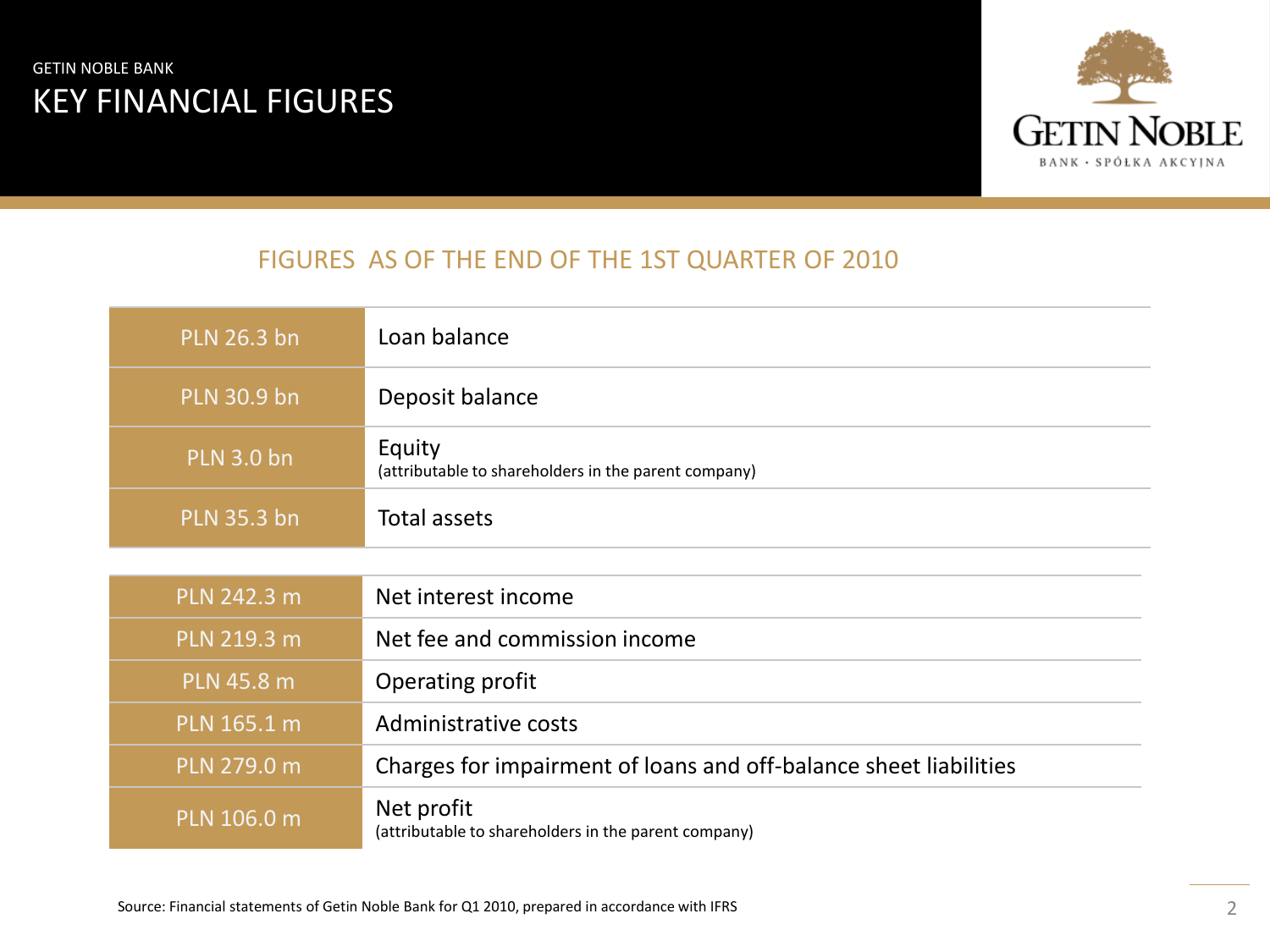GETIN NOBLE BANK

# KEY FINANCIAL FIGURES

## FIGURES AS OF THE END OF THE 1ST QUARTER OF 2010

| Value | Item |
|---|---|
| PLN 26.3 bn | Loan balance |
| PLN 30.9 bn | Deposit balance |
| PLN 3.0 bn | Equity (attributable to shareholders in the parent company) |
| PLN 35.3 bn | Total assets |

| Value | Item |
|---|---|
| PLN 242.3 m | Net interest income |
| PLN 219.3 m | Net fee and commission income |
| PLN 45.8 m | Operating profit |
| PLN 165.1 m | Administrative costs |
| PLN 279.0 m | Charges for impairment of loans and off-balance sheet liabilities |
| PLN 106.0 m | Net profit (attributable to shareholders in the parent company) |

Source: Financial statements of Getin Noble Bank for Q1 2010, prepared in accordance with IFRS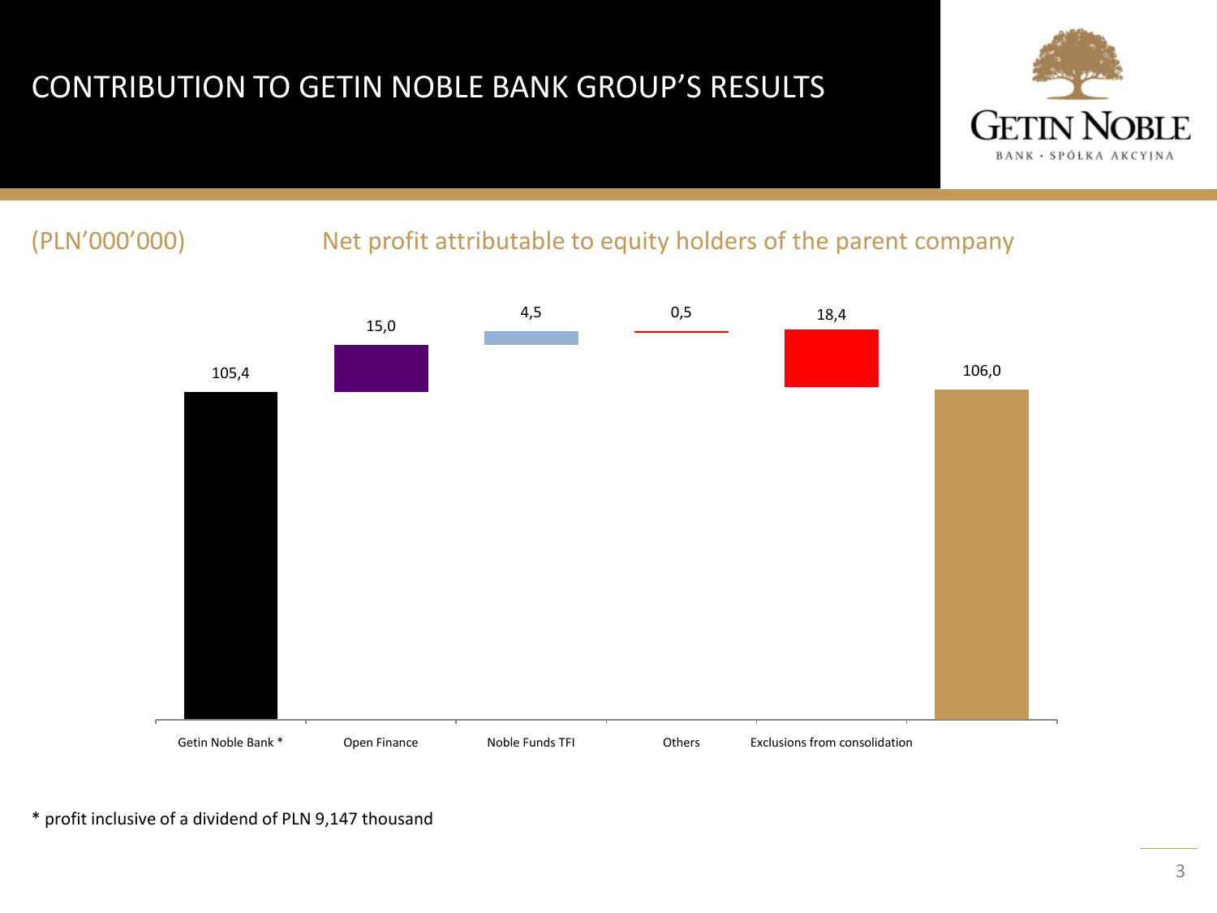# CONTRIBUTION TO GETIN NOBLE BANK GROUP'S RESULTS

(PLN'000'000)

## Net profit attributable to equity holders of the parent company

| Getin Noble Bank * | Open Finance | Noble Funds TFI | Others | Exclusions from consolidation | |
|---|---|---|---|---|---|
| 105,4 | 15,0 | 4,5 | 0,5 | 18,4 | 106,0 |

\* profit inclusive of a dividend of PLN 9,147 thousand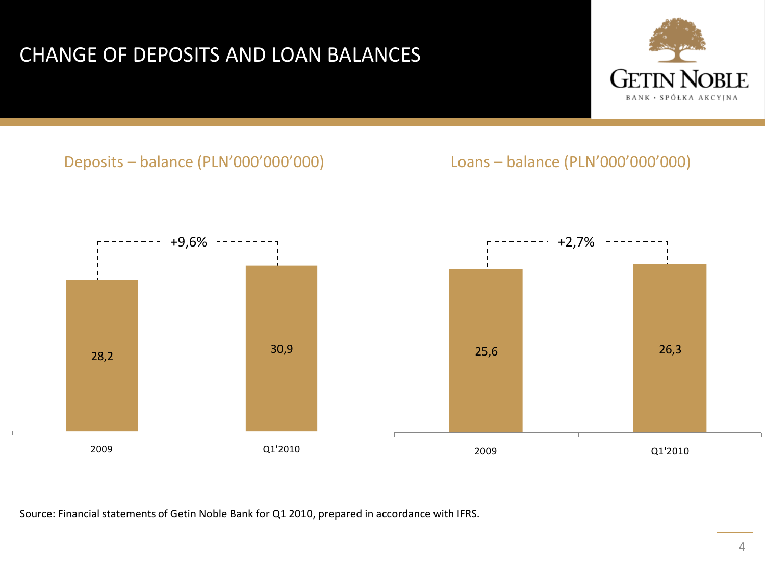# CHANGE OF DEPOSITS AND LOAN BALANCES

## Deposits – balance (PLN'000'000'000)

+9,6%

| | 2009 | Q1'2010 |
|---|---|---|
| Deposits | 28,2 | 30,9 |

## Loans – balance (PLN'000'000'000)

+2,7%

| | 2009 | Q1'2010 |
|---|---|---|
| Loans | 25,6 | 26,3 |

Source: Financial statements of Getin Noble Bank for Q1 2010, prepared in accordance with IFRS.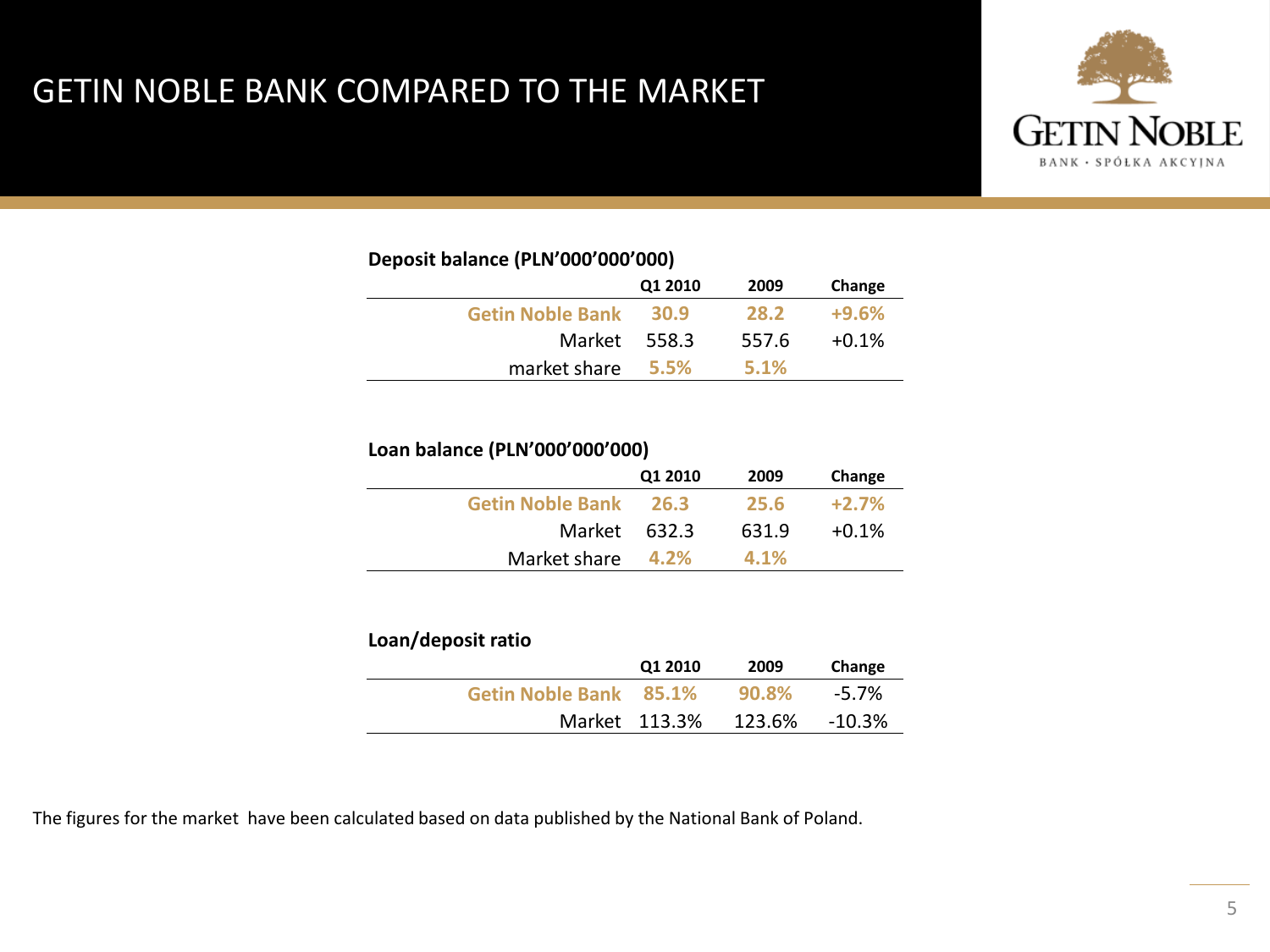# GETIN NOBLE BANK COMPARED TO THE MARKET

**Deposit balance (PLN'000'000'000)**

| | Q1 2010 | 2009 | Change |
|---|---|---|---|
| Getin Noble Bank | 30.9 | 28.2 | +9.6% |
| Market | 558.3 | 557.6 | +0.1% |
| market share | 5.5% | 5.1% | |

**Loan balance (PLN'000'000'000)**

| | Q1 2010 | 2009 | Change |
|---|---|---|---|
| Getin Noble Bank | 26.3 | 25.6 | +2.7% |
| Market | 632.3 | 631.9 | +0.1% |
| Market share | 4.2% | 4.1% | |

**Loan/deposit ratio**

| | Q1 2010 | 2009 | Change |
|---|---|---|---|
| Getin Noble Bank | 85.1% | 90.8% | -5.7% |
| Market | 113.3% | 123.6% | -10.3% |

The figures for the market have been calculated based on data published by the National Bank of Poland.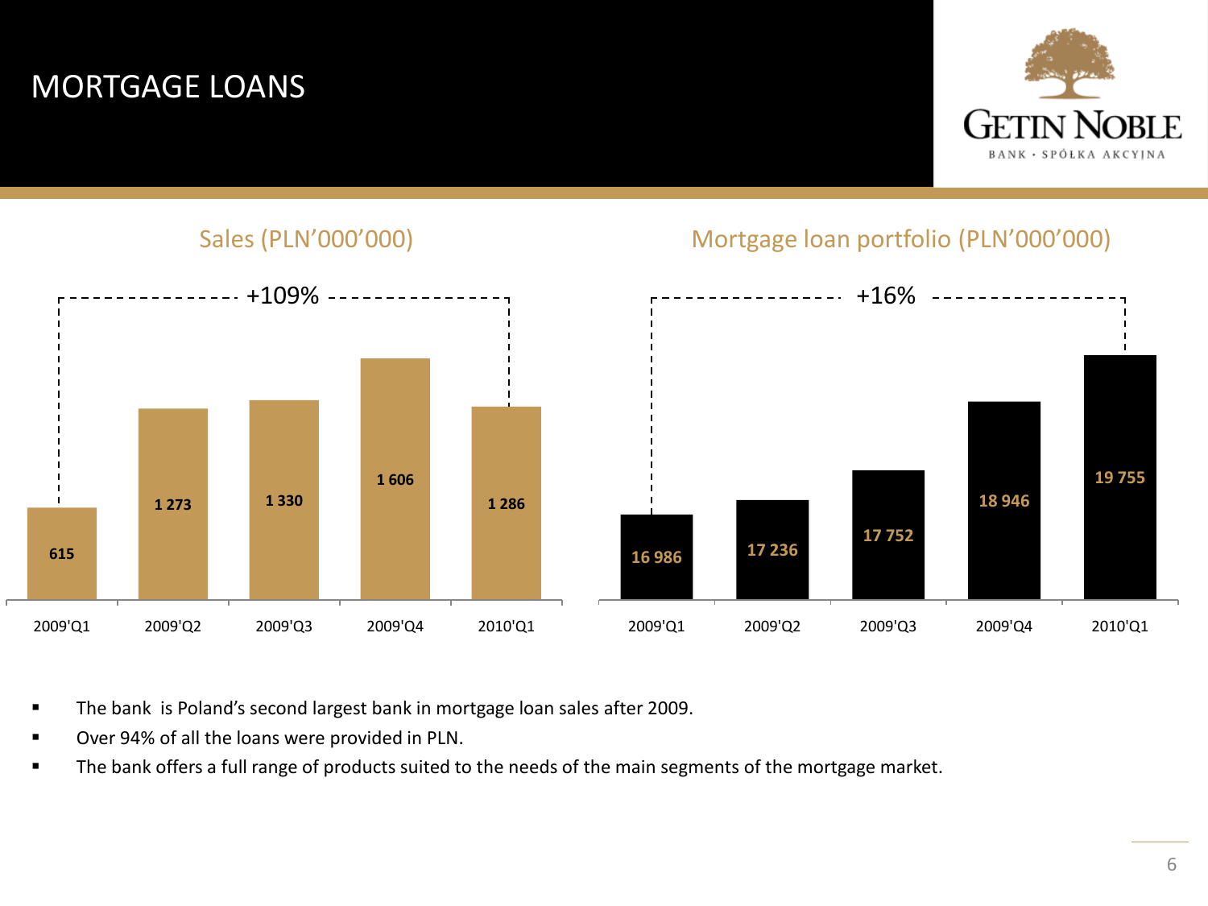# MORTGAGE LOANS

GETIN NOBLE BANK · SPÓŁKA AKCYJNA

## Sales (PLN'000'000)

+109%

| 2009'Q1 | 2009'Q2 | 2009'Q3 | 2009'Q4 | 2010'Q1 |
|---|---|---|---|---|
| 615 | 1 273 | 1 330 | 1 606 | 1 286 |

## Mortgage loan portfolio (PLN'000'000)

+16%

| 2009'Q1 | 2009'Q2 | 2009'Q3 | 2009'Q4 | 2010'Q1 |
|---|---|---|---|---|
| 16 986 | 17 236 | 17 752 | 18 946 | 19 755 |

- The bank is Poland's second largest bank in mortgage loan sales after 2009.
- Over 94% of all the loans were provided in PLN.
- The bank offers a full range of products suited to the needs of the main segments of the mortgage market.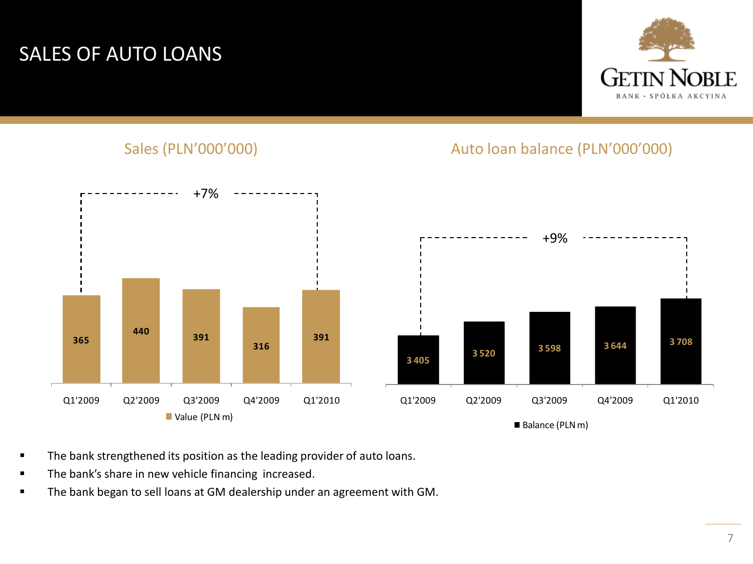# SALES OF AUTO LOANS

## Sales (PLN'000'000)

+7%

| | Q1'2009 | Q2'2009 | Q3'2009 | Q4'2009 | Q1'2010 |
|---|---|---|---|---|---|
| Value (PLN m) | 365 | 440 | 391 | 316 | 391 |

## Auto loan balance (PLN'000'000)

+9%

| | Q1'2009 | Q2'2009 | Q3'2009 | Q4'2009 | Q1'2010 |
|---|---|---|---|---|---|
| Balance (PLN m) | 3 405 | 3 520 | 3 598 | 3 644 | 3 708 |

- The bank strengthened its position as the leading provider of auto loans.
- The bank's share in new vehicle financing increased.
- The bank began to sell loans at GM dealership under an agreement with GM.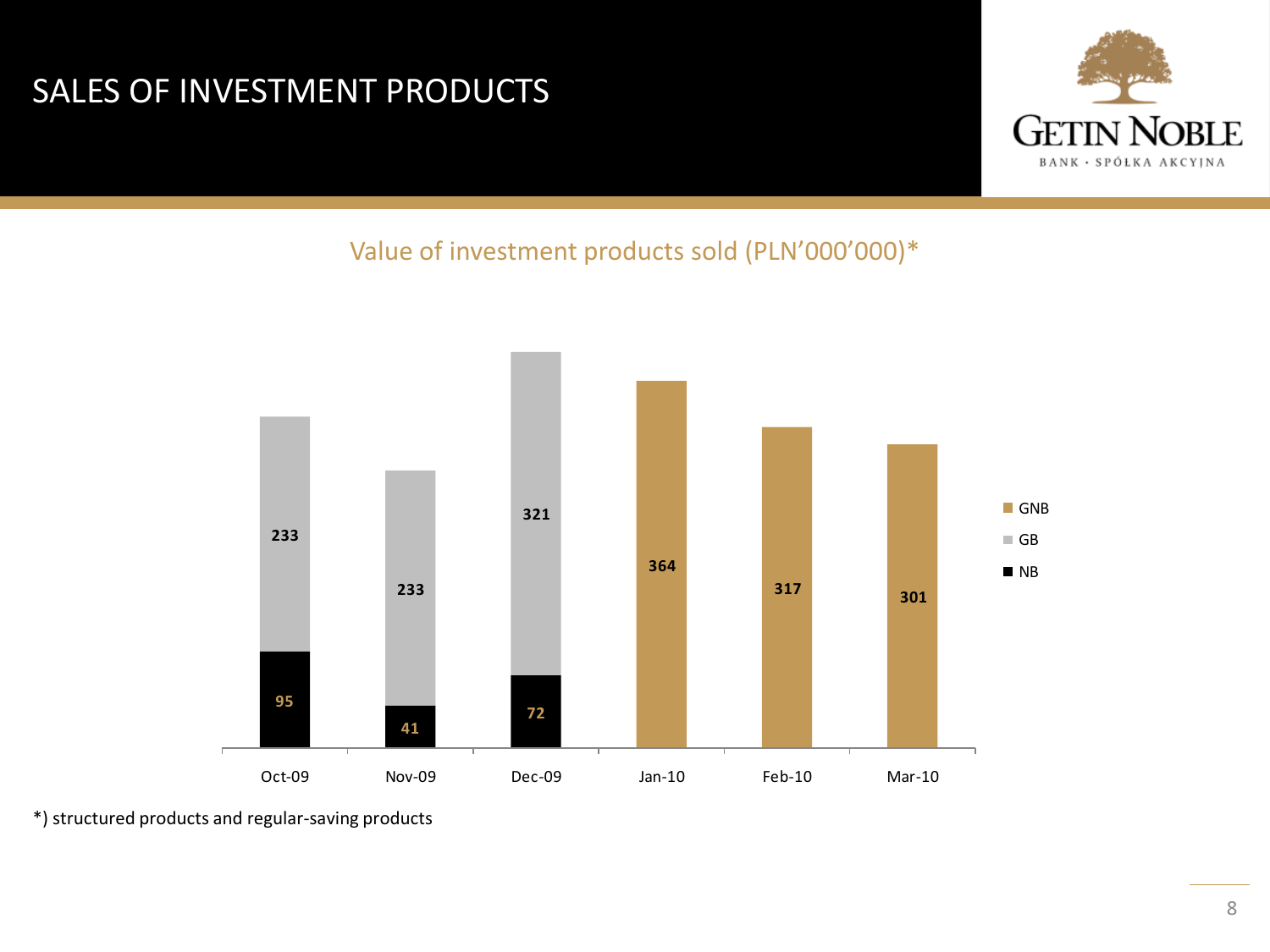# SALES OF INVESTMENT PRODUCTS

Value of investment products sold (PLN'000'000)*

| | Oct-09 | Nov-09 | Dec-09 | Jan-10 | Feb-10 | Mar-10 |
|---|---|---|---|---|---|---|
| GNB | | | | 364 | 317 | 301 |
| GB | 233 | 233 | 321 | | | |
| NB | 95 | 41 | 72 | | | |

*) structured products and regular-saving products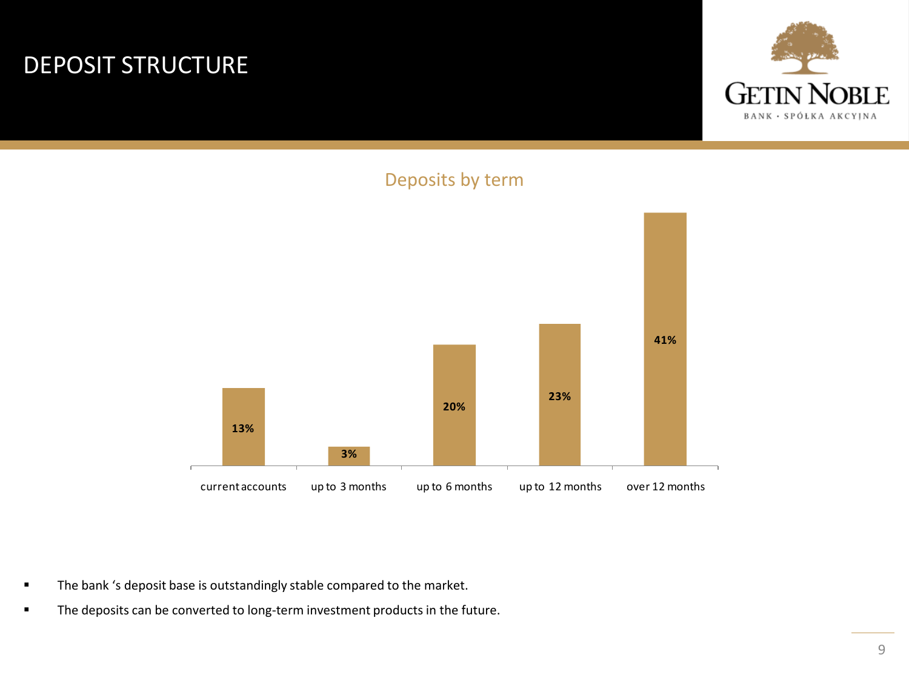# DEPOSIT STRUCTURE

## Deposits by term

| current accounts | up to 3 months | up to 6 months | up to 12 months | over 12 months |
|---|---|---|---|---|
| 13% | 3% | 20% | 23% | 41% |

- The bank 's deposit base is outstandingly stable compared to the market.
- The deposits can be converted to long-term investment products in the future.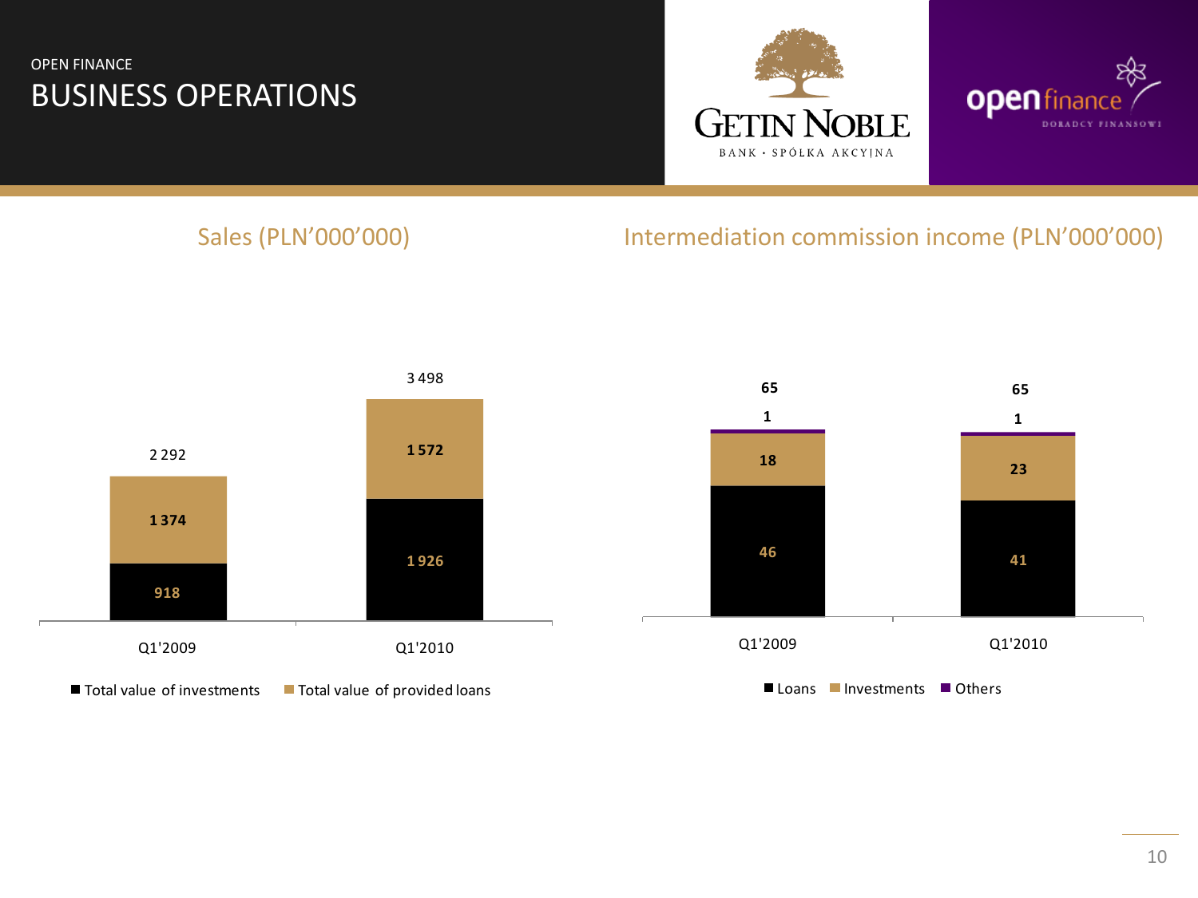OPEN FINANCE

# BUSINESS OPERATIONS

GETIN NOBLE BANK · SPÓŁKA AKCYJNA

open finance DORADCY FINANSOWI

## Sales (PLN'000'000)

| | Q1'2009 | Q1'2010 |
|---|---|---|
| Total value of investments | 918 | 1 926 |
| Total value of provided loans | 1 374 | 1 572 |
| Total | 2 292 | 3 498 |

## Intermediation commission income (PLN'000'000)

| | Q1'2009 | Q1'2010 |
|---|---|---|
| Loans | 46 | 41 |
| Investments | 18 | 23 |
| Others | 1 | 1 |
| Total | 65 | 65 |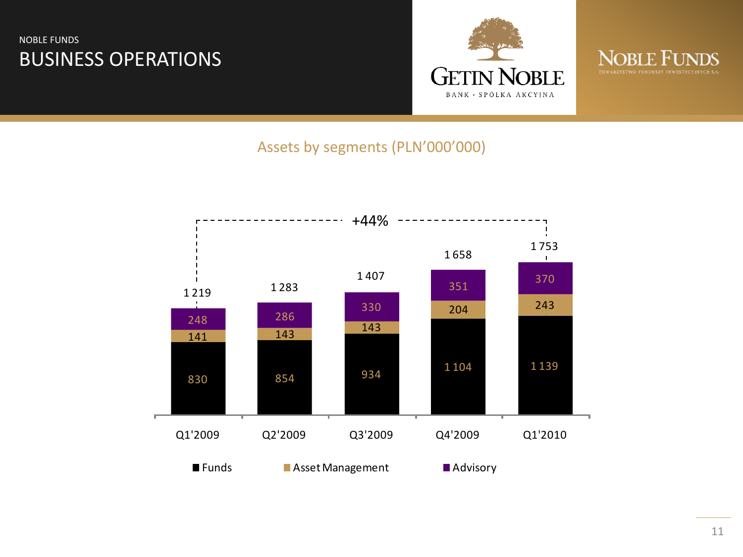NOBLE FUNDS

# BUSINESS OPERATIONS

GETIN NOBLE BANK · SPÓŁKA AKCYJNA

NOBLE FUNDS TOWARZYSTWO FUNDUSZY INWESTYCYJNYCH S.A.

## Assets by segments (PLN'000'000)

| | Q1'2009 | Q2'2009 | Q3'2009 | Q4'2009 | Q1'2010 |
|---|---|---|---|---|---|
| Funds | 830 | 854 | 934 | 1 104 | 1 139 |
| Asset Management | 141 | 143 | 143 | 204 | 243 |
| Advisory | 248 | 286 | 330 | 351 | 370 |
| Total | 1 219 | 1 283 | 1 407 | 1 658 | 1 753 |

+44% (Q1'2009 – Q1'2010)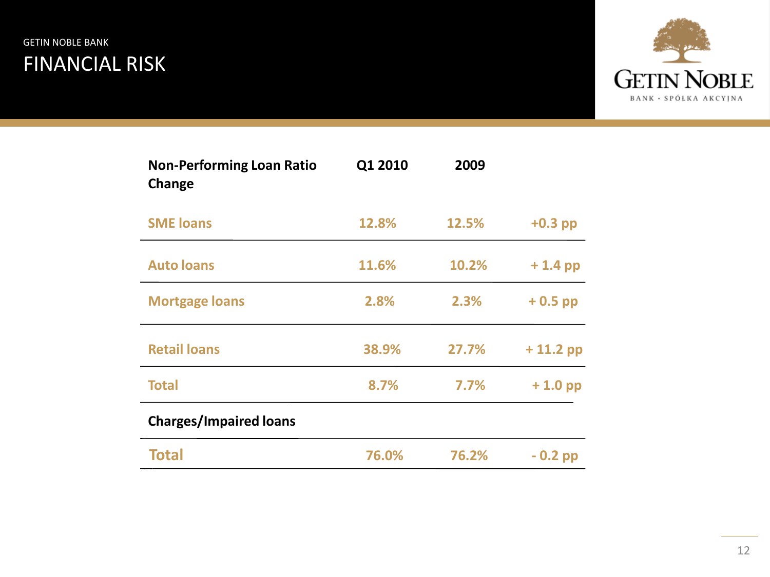## GETIN NOBLE BANK

# FINANCIAL RISK

| Non-Performing Loan Ratio Change | Q1 2010 | 2009 | |
|---|---|---|---|
| SME loans | 12.8% | 12.5% | +0.3 pp |
| Auto loans | 11.6% | 10.2% | + 1.4 pp |
| Mortgage loans | 2.8% | 2.3% | + 0.5 pp |
| Retail loans | 38.9% | 27.7% | + 11.2 pp |
| Total | 8.7% | 7.7% | + 1.0 pp |
| **Charges/Impaired loans** | | | |
| Total | 76.0% | 76.2% | - 0.2 pp |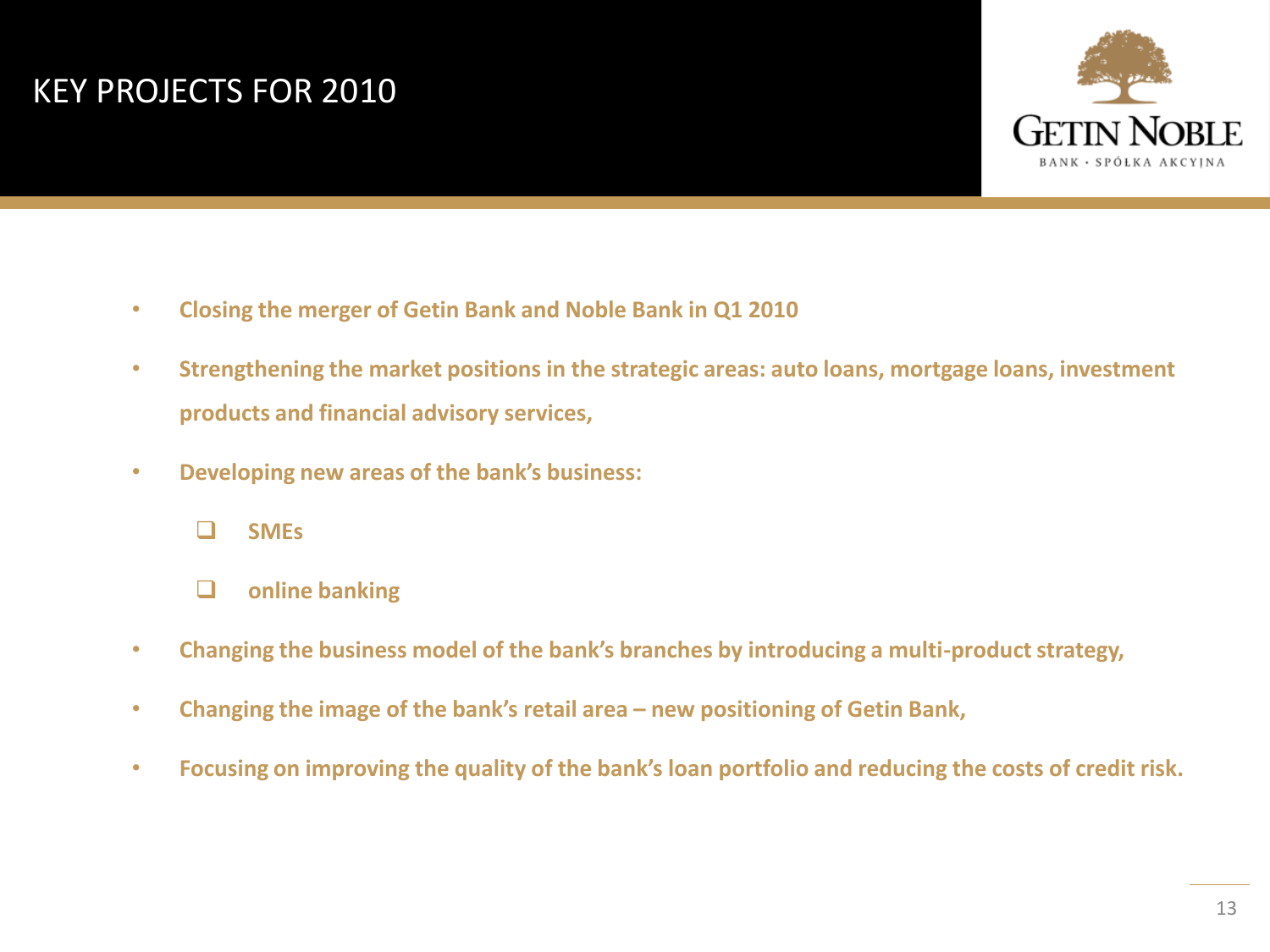# KEY PROJECTS FOR 2010

- **Closing the merger of Getin Bank and Noble Bank in Q1 2010**
- **Strengthening the market positions in the strategic areas: auto loans, mortgage loans, investment products and financial advisory services,**
- **Developing new areas of the bank's business:**
  - **SMEs**
  - **online banking**
- **Changing the business model of the bank's branches by introducing a multi-product strategy,**
- **Changing the image of the bank's retail area – new positioning of Getin Bank,**
- **Focusing on improving the quality of the bank's loan portfolio and reducing the costs of credit risk.**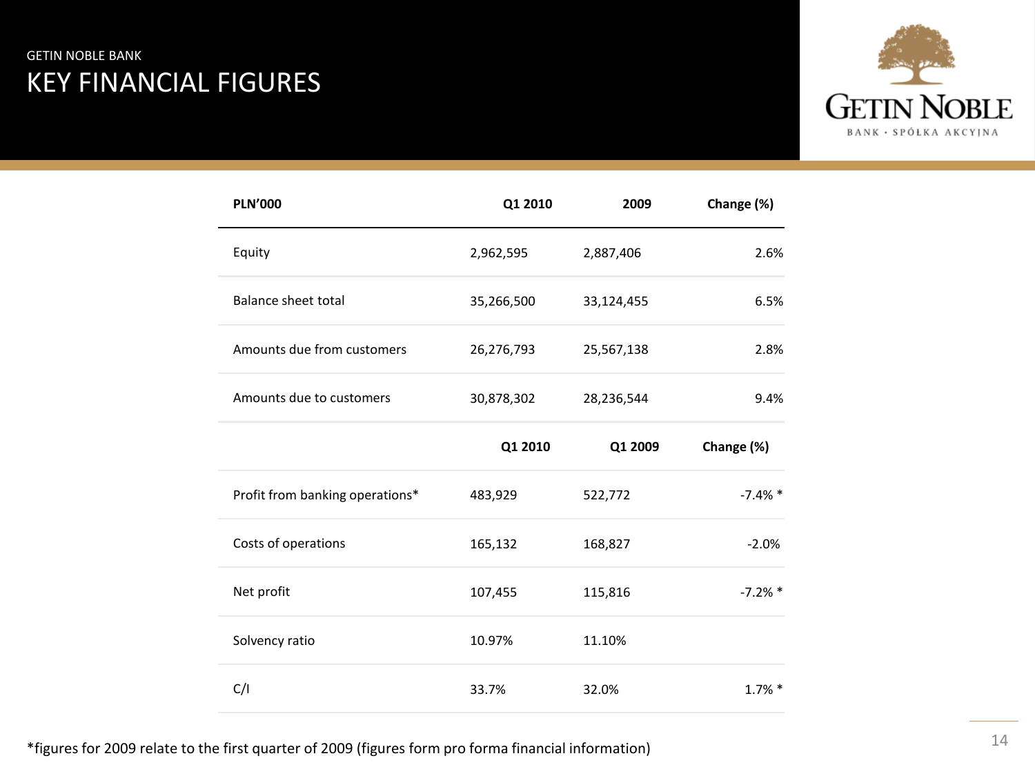GETIN NOBLE BANK

# KEY FINANCIAL FIGURES

| PLN'000 | Q1 2010 | 2009 | Change (%) |
|---|---|---|---|
| Equity | 2,962,595 | 2,887,406 | 2.6% |
| Balance sheet total | 35,266,500 | 33,124,455 | 6.5% |
| Amounts due from customers | 26,276,793 | 25,567,138 | 2.8% |
| Amounts due to customers | 30,878,302 | 28,236,544 | 9.4% |
| | **Q1 2010** | **Q1 2009** | **Change (%)** |
| Profit from banking operations* | 483,929 | 522,772 | -7.4% * |
| Costs of operations | 165,132 | 168,827 | -2.0% |
| Net profit | 107,455 | 115,816 | -7.2% * |
| Solvency ratio | 10.97% | 11.10% | |
| C/I | 33.7% | 32.0% | 1.7% * |

*figures for 2009 relate to the first quarter of 2009 (figures form pro forma financial information)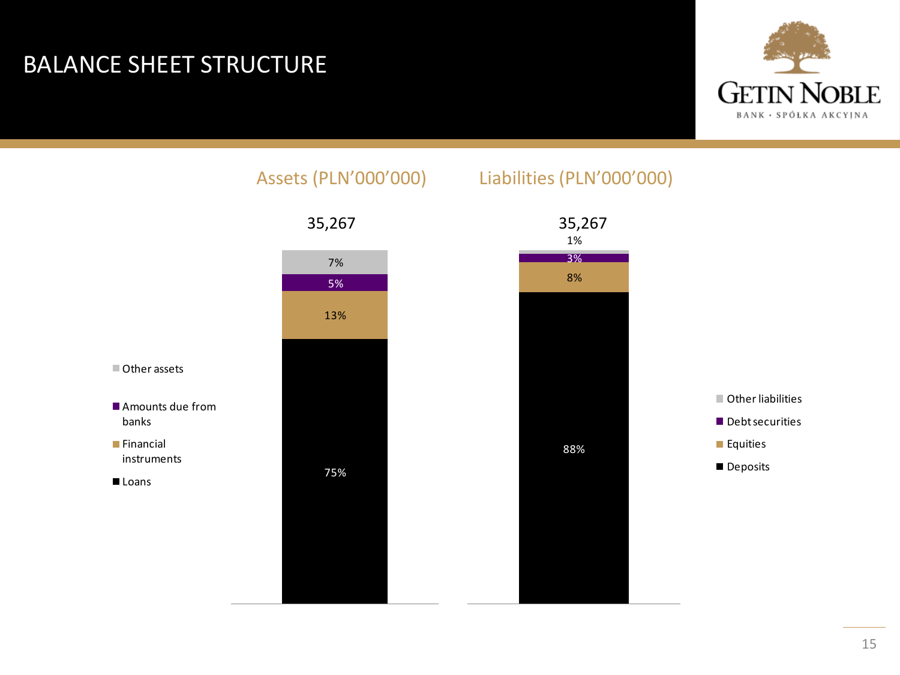# BALANCE SHEET STRUCTURE

GETIN NOBLE BANK · SPÓŁKA AKCYJNA

## Assets (PLN'000'000)

35,267

| Category | Share |
|---|---|
| Other assets | 7% |
| Amounts due from banks | 5% |
| Financial instruments | 13% |
| Loans | 75% |

## Liabilities (PLN'000'000)

35,267

| Category | Share |
|---|---|
| Other liabilities | 1% |
| Debt securities | 3% |
| Equities | 8% |
| Deposits | 88% |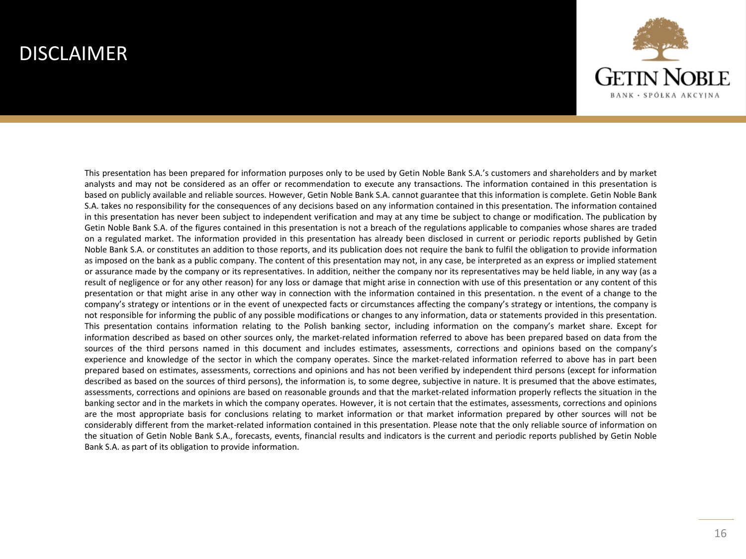# DISCLAIMER

This presentation has been prepared for information purposes only to be used by Getin Noble Bank S.A.'s customers and shareholders and by market analysts and may not be considered as an offer or recommendation to execute any transactions. The information contained in this presentation is based on publicly available and reliable sources. However, Getin Noble Bank S.A. cannot guarantee that this information is complete. Getin Noble Bank S.A. takes no responsibility for the consequences of any decisions based on any information contained in this presentation. The information contained in this presentation has never been subject to independent verification and may at any time be subject to change or modification. The publication by Getin Noble Bank S.A. of the figures contained in this presentation is not a breach of the regulations applicable to companies whose shares are traded on a regulated market. The information provided in this presentation has already been disclosed in current or periodic reports published by Getin Noble Bank S.A. or constitutes an addition to those reports, and its publication does not require the bank to fulfil the obligation to provide information as imposed on the bank as a public company. The content of this presentation may not, in any case, be interpreted as an express or implied statement or assurance made by the company or its representatives. In addition, neither the company nor its representatives may be held liable, in any way (as a result of negligence or for any other reason) for any loss or damage that might arise in connection with use of this presentation or any content of this presentation or that might arise in any other way in connection with the information contained in this presentation. n the event of a change to the company's strategy or intentions or in the event of unexpected facts or circumstances affecting the company's strategy or intentions, the company is not responsible for informing the public of any possible modifications or changes to any information, data or statements provided in this presentation. This presentation contains information relating to the Polish banking sector, including information on the company's market share. Except for information described as based on other sources only, the market-related information referred to above has been prepared based on data from the sources of the third persons named in this document and includes estimates, assessments, corrections and opinions based on the company's experience and knowledge of the sector in which the company operates. Since the market-related information referred to above has in part been prepared based on estimates, assessments, corrections and opinions and has not been verified by independent third persons (except for information described as based on the sources of third persons), the information is, to some degree, subjective in nature. It is presumed that the above estimates, assessments, corrections and opinions are based on reasonable grounds and that the market-related information properly reflects the situation in the banking sector and in the markets in which the company operates. However, it is not certain that the estimates, assessments, corrections and opinions are the most appropriate basis for conclusions relating to market information or that market information prepared by other sources will not be considerably different from the market-related information contained in this presentation. Please note that the only reliable source of information on the situation of Getin Noble Bank S.A., forecasts, events, financial results and indicators is the current and periodic reports published by Getin Noble Bank S.A. as part of its obligation to provide information.